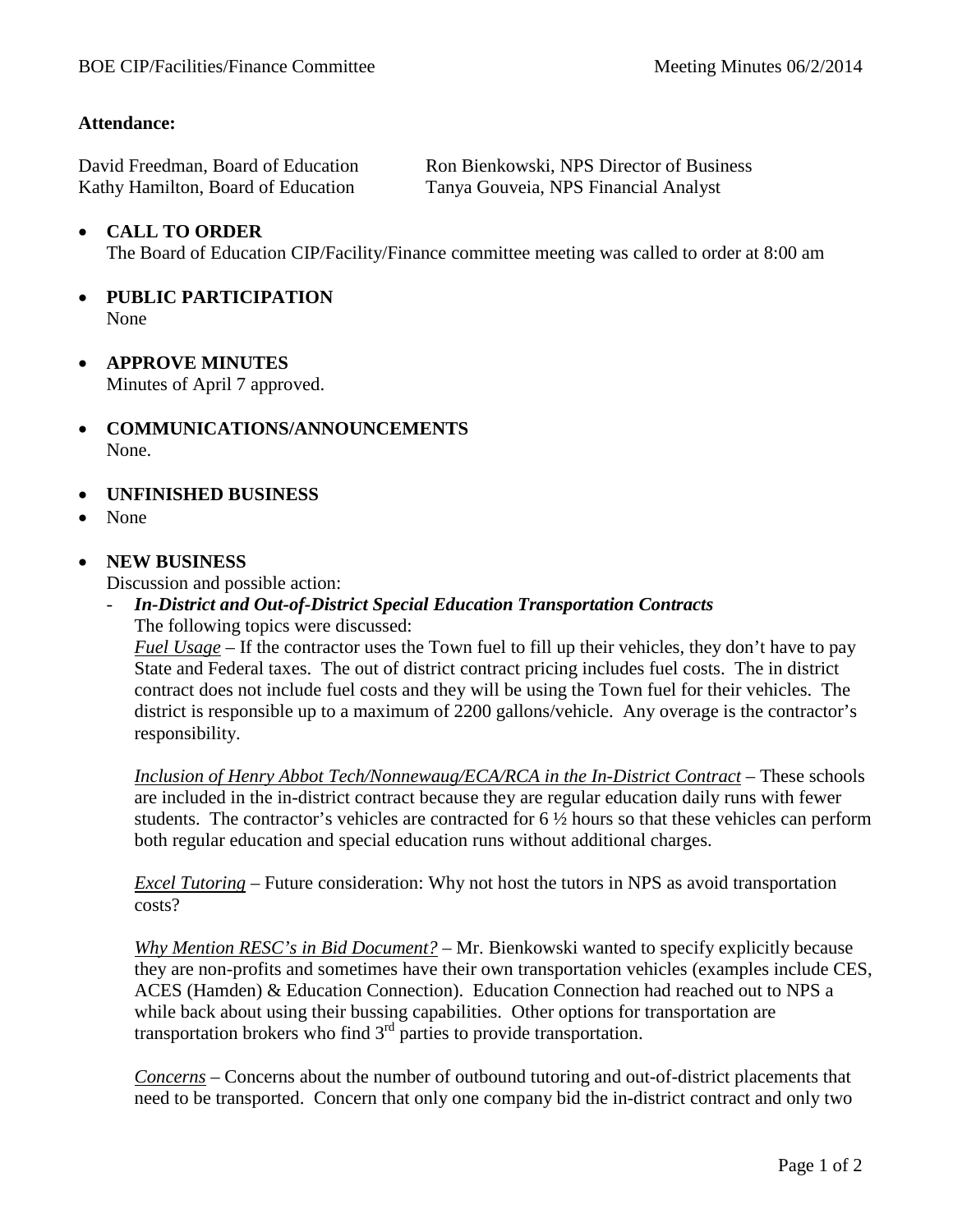BOE CIP/Facilities/Finance Committee — Meeting Minutes 06/2/2014

**Attendance:**

David Freedman, Board of Education
Kathy Hamilton, Board of Education
Ron Bienkowski, NPS Director of Business
Tanya Gouveia, NPS Financial Analyst

- **CALL TO ORDER**
  The Board of Education CIP/Facility/Finance committee meeting was called to order at 8:00 am

- **PUBLIC PARTICIPATION**
  None

- **APPROVE MINUTES**
  Minutes of April 7 approved.

- **COMMUNICATIONS/ANNOUNCEMENTS**
  None.

- **UNFINISHED BUSINESS**
- None

- **NEW BUSINESS**
  Discussion and possible action:
  - ***In-District and Out-of-District Special Education Transportation Contracts***
    The following topics were discussed:
    *Fuel Usage* – If the contractor uses the Town fuel to fill up their vehicles, they don't have to pay State and Federal taxes. The out of district contract pricing includes fuel costs. The in district contract does not include fuel costs and they will be using the Town fuel for their vehicles. The district is responsible up to a maximum of 2200 gallons/vehicle. Any overage is the contractor's responsibility.

    *Inclusion of Henry Abbot Tech/Nonnewaug/ECA/RCA in the In-District Contract* – These schools are included in the in-district contract because they are regular education daily runs with fewer students. The contractor's vehicles are contracted for 6 ½ hours so that these vehicles can perform both regular education and special education runs without additional charges.

    *Excel Tutoring* – Future consideration: Why not host the tutors in NPS as avoid transportation costs?

    *Why Mention RESC's in Bid Document?* – Mr. Bienkowski wanted to specify explicitly because they are non-profits and sometimes have their own transportation vehicles (examples include CES, ACES (Hamden) & Education Connection). Education Connection had reached out to NPS a while back about using their bussing capabilities. Other options for transportation are transportation brokers who find 3rd parties to provide transportation.

    *Concerns* – Concerns about the number of outbound tutoring and out-of-district placements that need to be transported. Concern that only one company bid the in-district contract and only two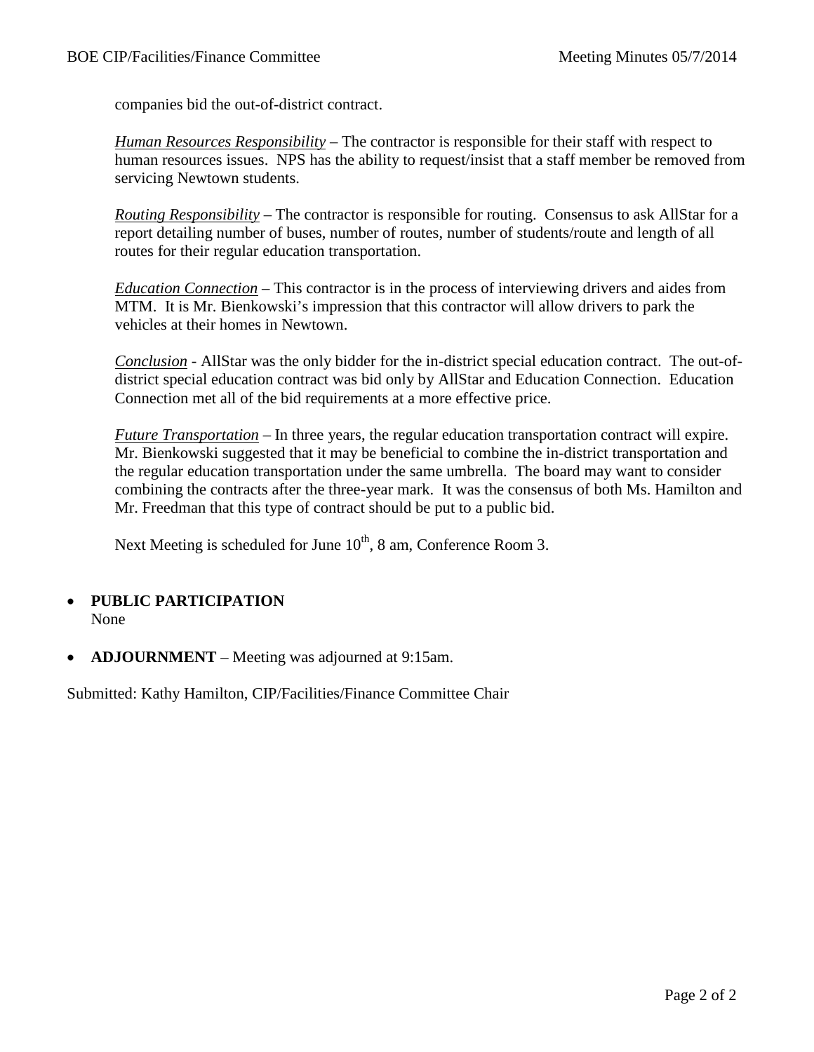companies bid the out-of-district contract.

*Human Resources Responsibility* – The contractor is responsible for their staff with respect to human resources issues. NPS has the ability to request/insist that a staff member be removed from servicing Newtown students.

*Routing Responsibility* – The contractor is responsible for routing. Consensus to ask AllStar for a report detailing number of buses, number of routes, number of students/route and length of all routes for their regular education transportation.

*Education Connection* – This contractor is in the process of interviewing drivers and aides from MTM. It is Mr. Bienkowski's impression that this contractor will allow drivers to park the vehicles at their homes in Newtown.

*Conclusion* - AllStar was the only bidder for the in-district special education contract. The out-of-district special education contract was bid only by AllStar and Education Connection. Education Connection met all of the bid requirements at a more effective price.

*Future Transportation* – In three years, the regular education transportation contract will expire. Mr. Bienkowski suggested that it may be beneficial to combine the in-district transportation and the regular education transportation under the same umbrella. The board may want to consider combining the contracts after the three-year mark. It was the consensus of both Ms. Hamilton and Mr. Freedman that this type of contract should be put to a public bid.

Next Meeting is scheduled for June 10th, 8 am, Conference Room 3.

- **PUBLIC PARTICIPATION**
  None

- **ADJOURNMENT** – Meeting was adjourned at 9:15am.

Submitted: Kathy Hamilton, CIP/Facilities/Finance Committee Chair